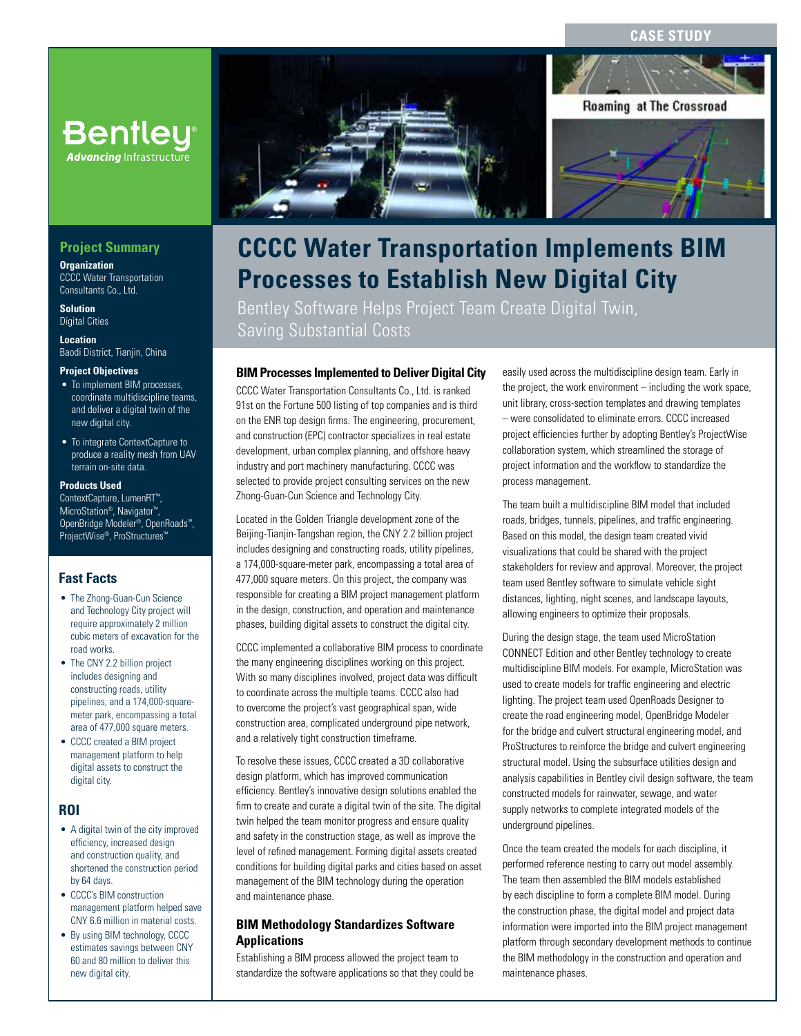CASE STUDY

# CCCC Water Transportation Implements BIM Processes to Establish New Digital City

## Bentley Software Helps Project Team Create Digital Twin, Saving Substantial Costs

## Project Summary

**Organization**
CCCC Water Transportation Consultants Co., Ltd.

**Solution**
Digital Cities

**Location**
Baodi District, Tianjin, China

**Project Objectives**

- To implement BIM processes, coordinate multidiscipline teams, and deliver a digital twin of the new digital city.
- To integrate ContextCapture to produce a reality mesh from UAV terrain on-site data.

**Products Used**
ContextCapture, LumenRT™, MicroStation®, Navigator™, OpenBridge Modeler®, OpenRoads™, ProjectWise®, ProStructures™

## Fast Facts

- The Zhong-Guan-Cun Science and Technology City project will require approximately 2 million cubic meters of excavation for the road works.
- The CNY 2.2 billion project includes designing and constructing roads, utility pipelines, and a 174,000-square-meter park, encompassing a total area of 477,000 square meters.
- CCCC created a BIM project management platform to help digital assets to construct the digital city.

## ROI

- A digital twin of the city improved efficiency, increased design and construction quality, and shortened the construction period by 64 days.
- CCCC's BIM construction management platform helped save CNY 6.6 million in material costs.
- By using BIM technology, CCCC estimates savings between CNY 60 and 80 million to deliver this new digital city.

### BIM Processes Implemented to Deliver Digital City

CCCC Water Transportation Consultants Co., Ltd. is ranked 91st on the Fortune 500 listing of top companies and is third on the ENR top design firms. The engineering, procurement, and construction (EPC) contractor specializes in real estate development, urban complex planning, and offshore heavy industry and port machinery manufacturing. CCCC was selected to provide project consulting services on the new Zhong-Guan-Cun Science and Technology City.

Located in the Golden Triangle development zone of the Beijing-Tianjin-Tangshan region, the CNY 2.2 billion project includes designing and constructing roads, utility pipelines, a 174,000-square-meter park, encompassing a total area of 477,000 square meters. On this project, the company was responsible for creating a BIM project management platform in the design, construction, and operation and maintenance phases, building digital assets to construct the digital city.

CCCC implemented a collaborative BIM process to coordinate the many engineering disciplines working on this project. With so many disciplines involved, project data was difficult to coordinate across the multiple teams. CCCC also had to overcome the project's vast geographical span, wide construction area, complicated underground pipe network, and a relatively tight construction timeframe.

To resolve these issues, CCCC created a 3D collaborative design platform, which has improved communication efficiency. Bentley's innovative design solutions enabled the firm to create and curate a digital twin of the site. The digital twin helped the team monitor progress and ensure quality and safety in the construction stage, as well as improve the level of refined management. Forming digital assets created conditions for building digital parks and cities based on asset management of the BIM technology during the operation and maintenance phase.

### BIM Methodology Standardizes Software Applications

Establishing a BIM process allowed the project team to standardize the software applications so that they could be easily used across the multidiscipline design team. Early in the project, the work environment – including the work space, unit library, cross-section templates and drawing templates – were consolidated to eliminate errors. CCCC increased project efficiencies further by adopting Bentley's ProjectWise collaboration system, which streamlined the storage of project information and the workflow to standardize the process management.

The team built a multidiscipline BIM model that included roads, bridges, tunnels, pipelines, and traffic engineering. Based on this model, the design team created vivid visualizations that could be shared with the project stakeholders for review and approval. Moreover, the project team used Bentley software to simulate vehicle sight distances, lighting, night scenes, and landscape layouts, allowing engineers to optimize their proposals.

During the design stage, the team used MicroStation CONNECT Edition and other Bentley technology to create multidiscipline BIM models. For example, MicroStation was used to create models for traffic engineering and electric lighting. The project team used OpenRoads Designer to create the road engineering model, OpenBridge Modeler for the bridge and culvert structural engineering model, and ProStructures to reinforce the bridge and culvert engineering structural model. Using the subsurface utilities design and analysis capabilities in Bentley civil design software, the team constructed models for rainwater, sewage, and water supply networks to complete integrated models of the underground pipelines.

Once the team created the models for each discipline, it performed reference nesting to carry out model assembly. The team then assembled the BIM models established by each discipline to form a complete BIM model. During the construction phase, the digital model and project data information were imported into the BIM project management platform through secondary development methods to continue the BIM methodology in the construction and operation and maintenance phases.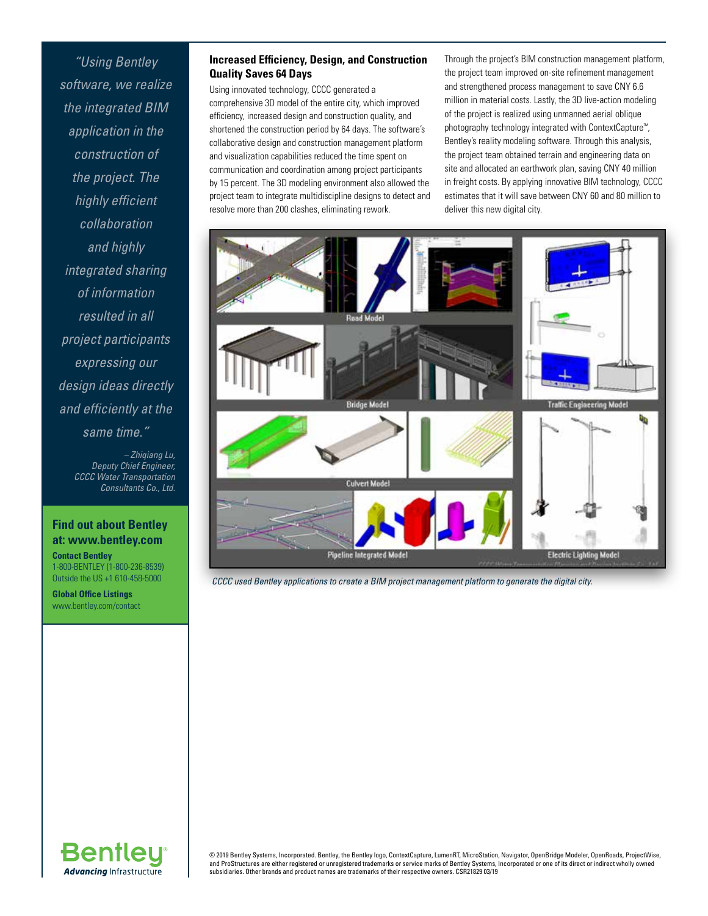> "Using Bentley software, we realize the integrated BIM application in the construction of the project. The highly efficient collaboration and highly integrated sharing of information resulted in all project participants expressing our design ideas directly and efficiently at the same time."
>
> *– Zhiqiang Lu, Deputy Chief Engineer, CCCC Water Transportation Consultants Co., Ltd.*

## Find out about Bentley at: www.bentley.com

**Contact Bentley**
1-800-BENTLEY (1-800-236-8539)
Outside the US +1 610-458-5000

**Global Office Listings**
www.bentley.com/contact

## Increased Efficiency, Design, and Construction Quality Saves 64 Days

Using innovated technology, CCCC generated a comprehensive 3D model of the entire city, which improved efficiency, increased design and construction quality, and shortened the construction period by 64 days. The software's collaborative design and construction management platform and visualization capabilities reduced the time spent on communication and coordination among project participants by 15 percent. The 3D modeling environment also allowed the project team to integrate multidiscipline designs to detect and resolve more than 200 clashes, eliminating rework.

Through the project's BIM construction management platform, the project team improved on-site refinement management and strengthened process management to save CNY 6.6 million in material costs. Lastly, the 3D live-action modeling of the project is realized using unmanned aerial oblique photography technology integrated with ContextCapture™, Bentley's reality modeling software. Through this analysis, the project team obtained terrain and engineering data on site and allocated an earthwork plan, saving CNY 40 million in freight costs. By applying innovative BIM technology, CCCC estimates that it will save between CNY 60 and 80 million to deliver this new digital city.

Road Model
Bridge Model
Traffic Engineering Model
Culvert Model
Pipeline Integrated Model
Electric Lighting Model

*CCCC used Bentley applications to create a BIM project management platform to generate the digital city.*

© 2019 Bentley Systems, Incorporated. Bentley, the Bentley logo, ContextCapture, LumenRT, MicroStation, Navigator, OpenBridge Modeler, OpenRoads, ProjectWise, and ProStructures are either registered or unregistered trademarks or service marks of Bentley Systems, Incorporated or one of its direct or indirect wholly owned subsidiaries. Other brands and product names are trademarks of their respective owners. CSR21829 03/19